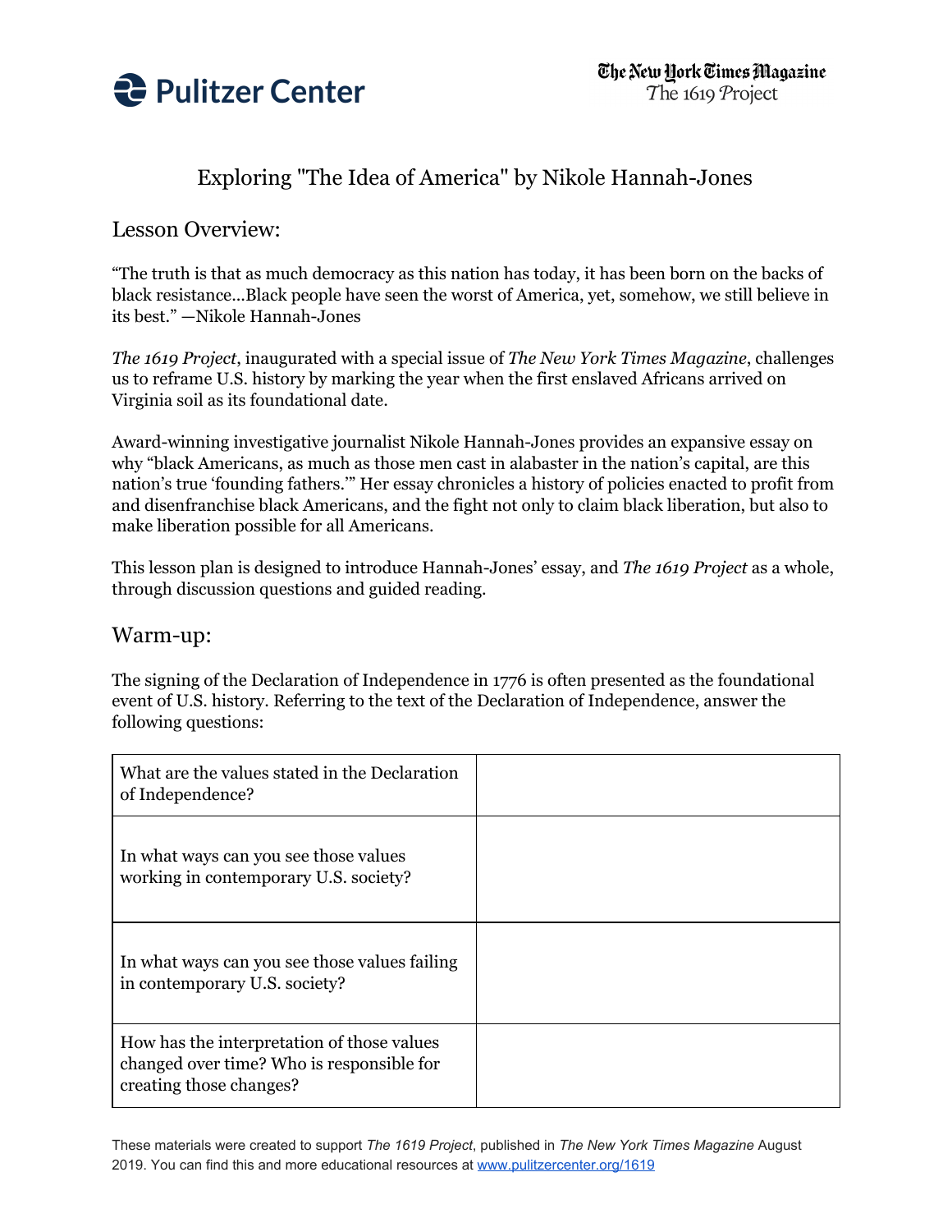Pulitzer Center

The New York Times Magazine
The 1619 Project

# Exploring "The Idea of America" by Nikole Hannah-Jones

## Lesson Overview:

"The truth is that as much democracy as this nation has today, it has been born on the backs of black resistance...Black people have seen the worst of America, yet, somehow, we still believe in its best." —Nikole Hannah-Jones

*The 1619 Project*, inaugurated with a special issue of *The New York Times Magazine*, challenges us to reframe U.S. history by marking the year when the first enslaved Africans arrived on Virginia soil as its foundational date.

Award-winning investigative journalist Nikole Hannah-Jones provides an expansive essay on why "black Americans, as much as those men cast in alabaster in the nation's capital, are this nation's true 'founding fathers.'" Her essay chronicles a history of policies enacted to profit from and disenfranchise black Americans, and the fight not only to claim black liberation, but also to make liberation possible for all Americans.

This lesson plan is designed to introduce Hannah-Jones' essay, and *The 1619 Project* as a whole, through discussion questions and guided reading.

## Warm-up:

The signing of the Declaration of Independence in 1776 is often presented as the foundational event of U.S. history. Referring to the text of the Declaration of Independence, answer the following questions:

| | |
|---|---|
| What are the values stated in the Declaration of Independence? | |
| In what ways can you see those values working in contemporary U.S. society? | |
| In what ways can you see those values failing in contemporary U.S. society? | |
| How has the interpretation of those values changed over time? Who is responsible for creating those changes? | |

These materials were created to support *The 1619 Project*, published in *The New York Times Magazine* August 2019. You can find this and more educational resources at www.pulitzercenter.org/1619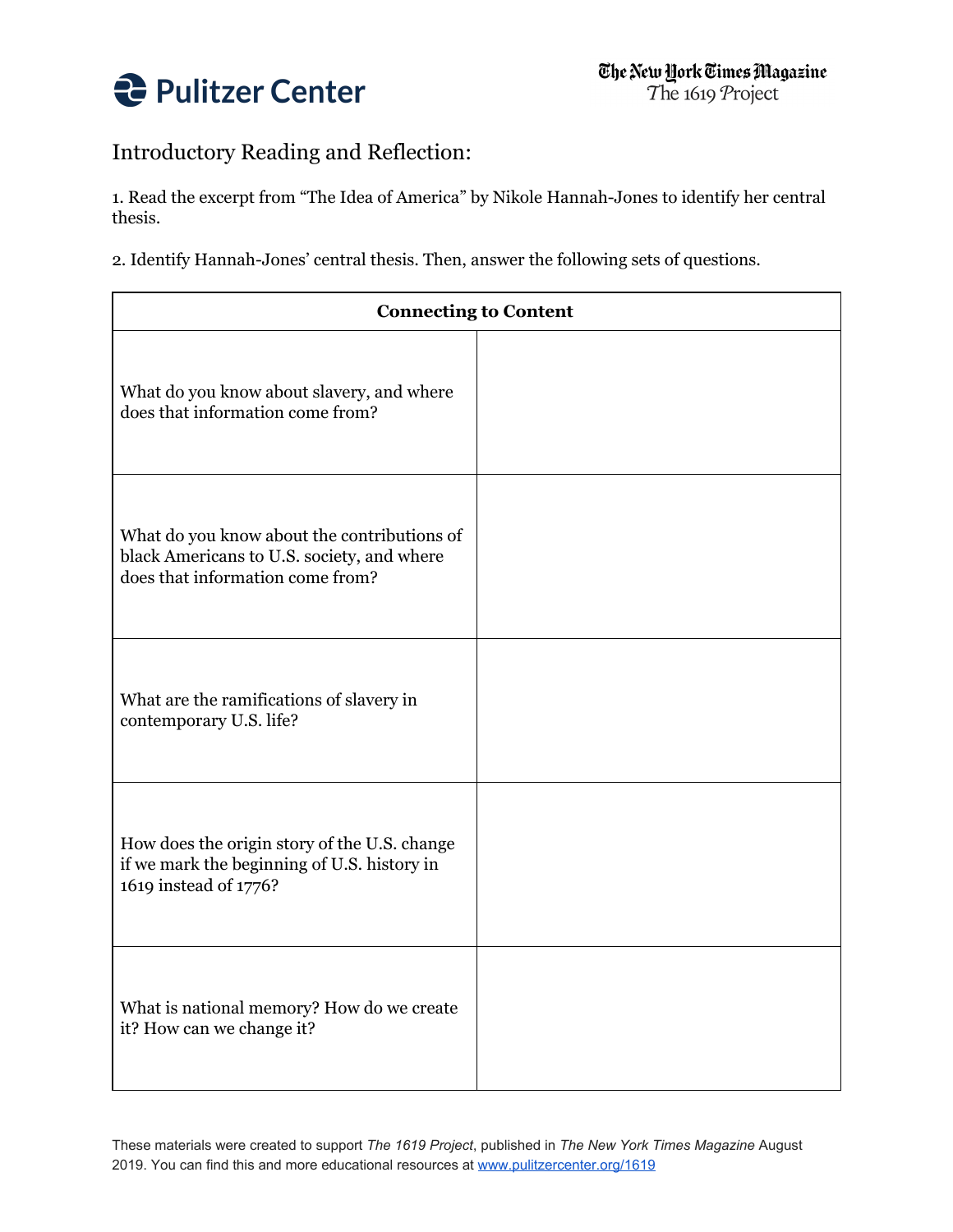Introductory Reading and Reflection:

1. Read the excerpt from "The Idea of America" by Nikole Hannah-Jones to identify her central thesis.

2. Identify Hannah-Jones' central thesis. Then, answer the following sets of questions.

| **Connecting to Content** | |
|---|---|
| What do you know about slavery, and where does that information come from? | |
| What do you know about the contributions of black Americans to U.S. society, and where does that information come from? | |
| What are the ramifications of slavery in contemporary U.S. life? | |
| How does the origin story of the U.S. change if we mark the beginning of U.S. history in 1619 instead of 1776? | |
| What is national memory? How do we create it? How can we change it? | |

These materials were created to support *The 1619 Project*, published in *The New York Times Magazine* August 2019. You can find this and more educational resources at www.pulitzercenter.org/1619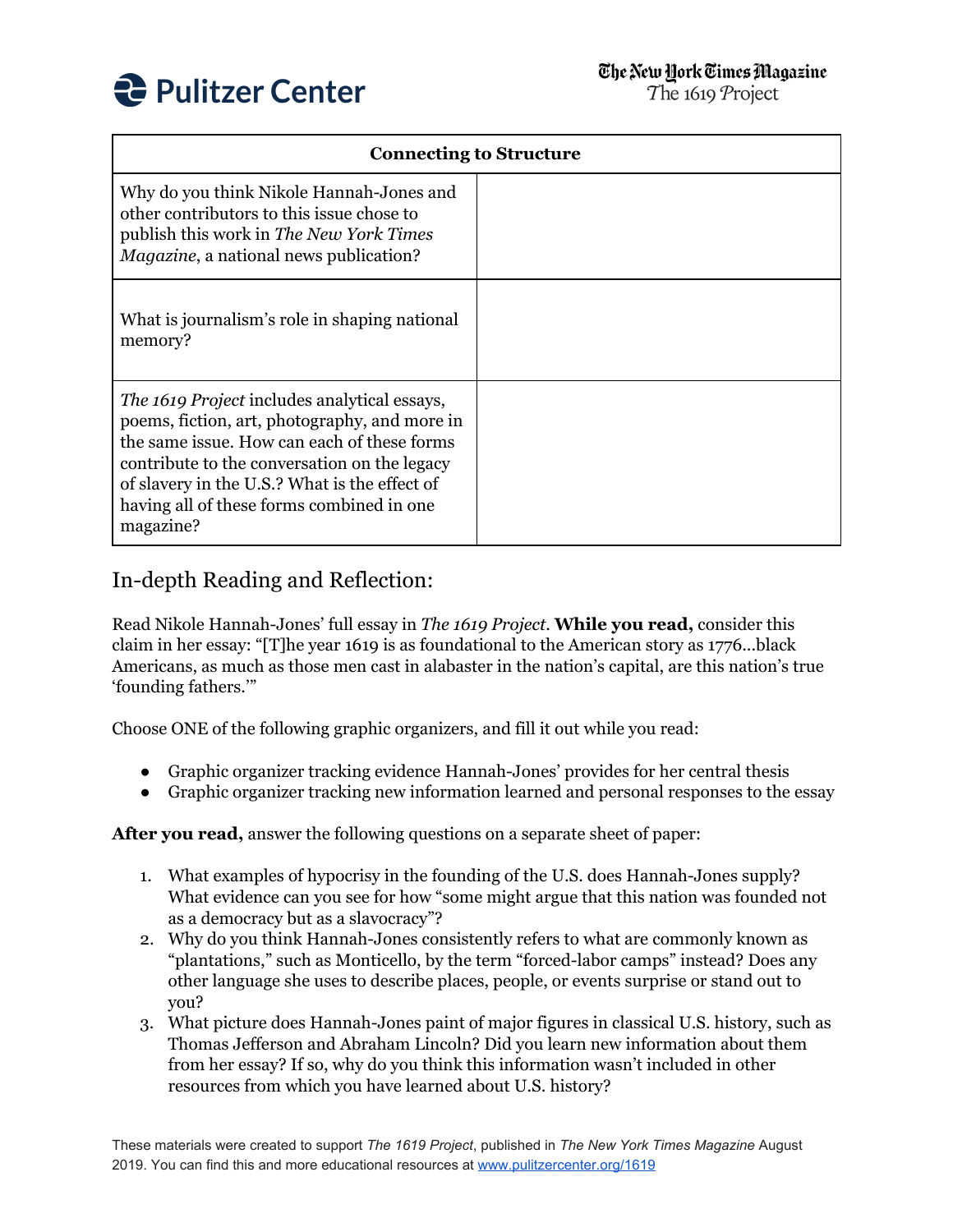| Connecting to Structure | |
|---|---|
| Why do you think Nikole Hannah-Jones and other contributors to this issue chose to publish this work in *The New York Times Magazine*, a national news publication? | |
| What is journalism's role in shaping national memory? | |
| *The 1619 Project* includes analytical essays, poems, fiction, art, photography, and more in the same issue. How can each of these forms contribute to the conversation on the legacy of slavery in the U.S.? What is the effect of having all of these forms combined in one magazine? | |

## In-depth Reading and Reflection:

Read Nikole Hannah-Jones' full essay in *The 1619 Project*. **While you read,** consider this claim in her essay: "[T]he year 1619 is as foundational to the American story as 1776…black Americans, as much as those men cast in alabaster in the nation's capital, are this nation's true 'founding fathers.'"

Choose ONE of the following graphic organizers, and fill it out while you read:

- Graphic organizer tracking evidence Hannah-Jones' provides for her central thesis
- Graphic organizer tracking new information learned and personal responses to the essay

**After you read,** answer the following questions on a separate sheet of paper:

1. What examples of hypocrisy in the founding of the U.S. does Hannah-Jones supply? What evidence can you see for how "some might argue that this nation was founded not as a democracy but as a slavocracy"?
2. Why do you think Hannah-Jones consistently refers to what are commonly known as "plantations," such as Monticello, by the term "forced-labor camps" instead? Does any other language she uses to describe places, people, or events surprise or stand out to you?
3. What picture does Hannah-Jones paint of major figures in classical U.S. history, such as Thomas Jefferson and Abraham Lincoln? Did you learn new information about them from her essay? If so, why do you think this information wasn't included in other resources from which you have learned about U.S. history?

These materials were created to support *The 1619 Project*, published in *The New York Times Magazine* August 2019. You can find this and more educational resources at www.pulitzercenter.org/1619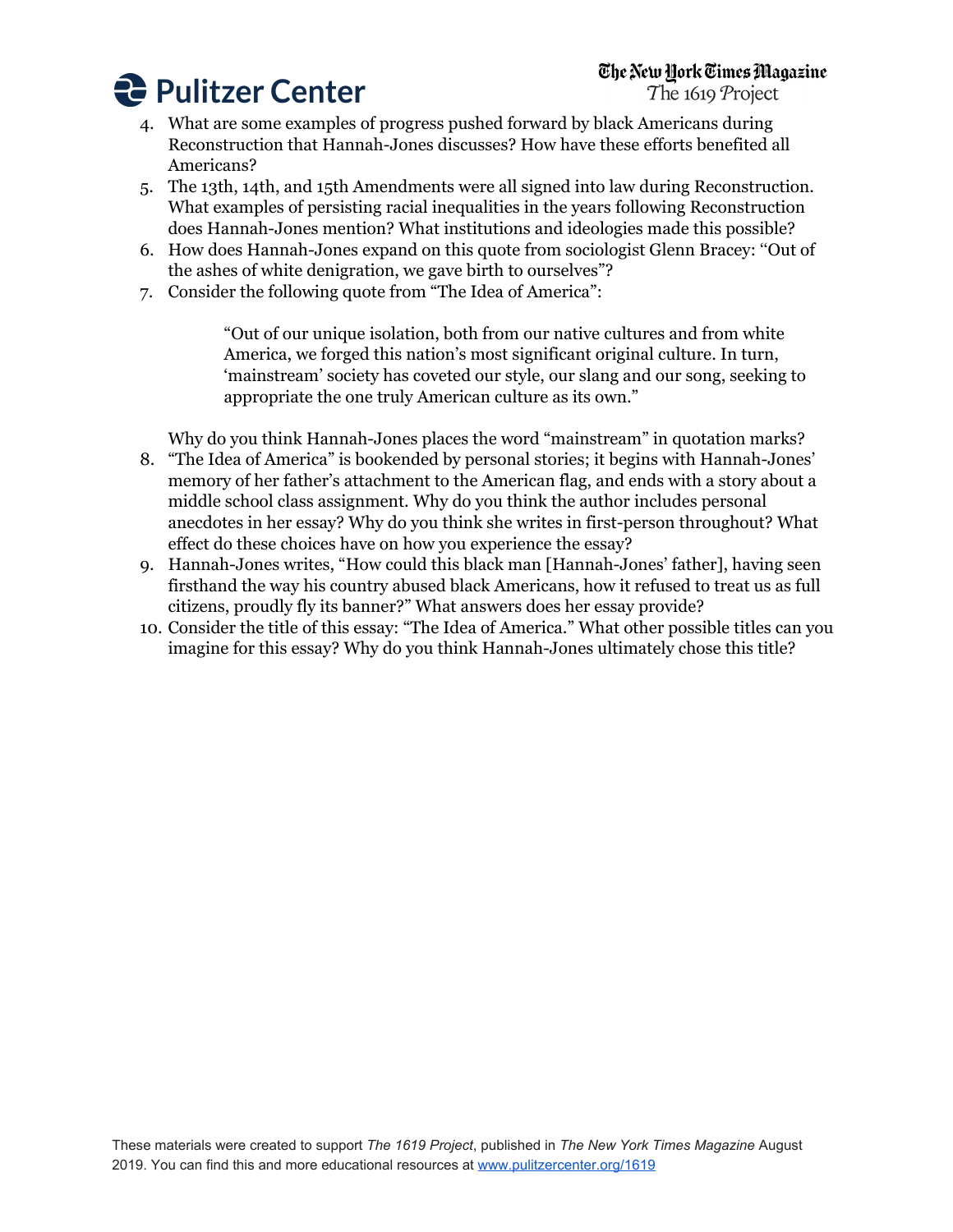4. What are some examples of progress pushed forward by black Americans during Reconstruction that Hannah-Jones discusses? How have these efforts benefited all Americans?
5. The 13th, 14th, and 15th Amendments were all signed into law during Reconstruction. What examples of persisting racial inequalities in the years following Reconstruction does Hannah-Jones mention? What institutions and ideologies made this possible?
6. How does Hannah-Jones expand on this quote from sociologist Glenn Bracey: "Out of the ashes of white denigration, we gave birth to ourselves"?
7. Consider the following quote from "The Idea of America":

    > "Out of our unique isolation, both from our native cultures and from white America, we forged this nation's most significant original culture. In turn, 'mainstream' society has coveted our style, our slang and our song, seeking to appropriate the one truly American culture as its own."

    Why do you think Hannah-Jones places the word "mainstream" in quotation marks?
8. "The Idea of America" is bookended by personal stories; it begins with Hannah-Jones' memory of her father's attachment to the American flag, and ends with a story about a middle school class assignment. Why do you think the author includes personal anecdotes in her essay? Why do you think she writes in first-person throughout? What effect do these choices have on how you experience the essay?
9. Hannah-Jones writes, "How could this black man [Hannah-Jones' father], having seen firsthand the way his country abused black Americans, how it refused to treat us as full citizens, proudly fly its banner?" What answers does her essay provide?
10. Consider the title of this essay: "The Idea of America." What other possible titles can you imagine for this essay? Why do you think Hannah-Jones ultimately chose this title?

These materials were created to support *The 1619 Project*, published in *The New York Times Magazine* August 2019. You can find this and more educational resources at www.pulitzercenter.org/1619